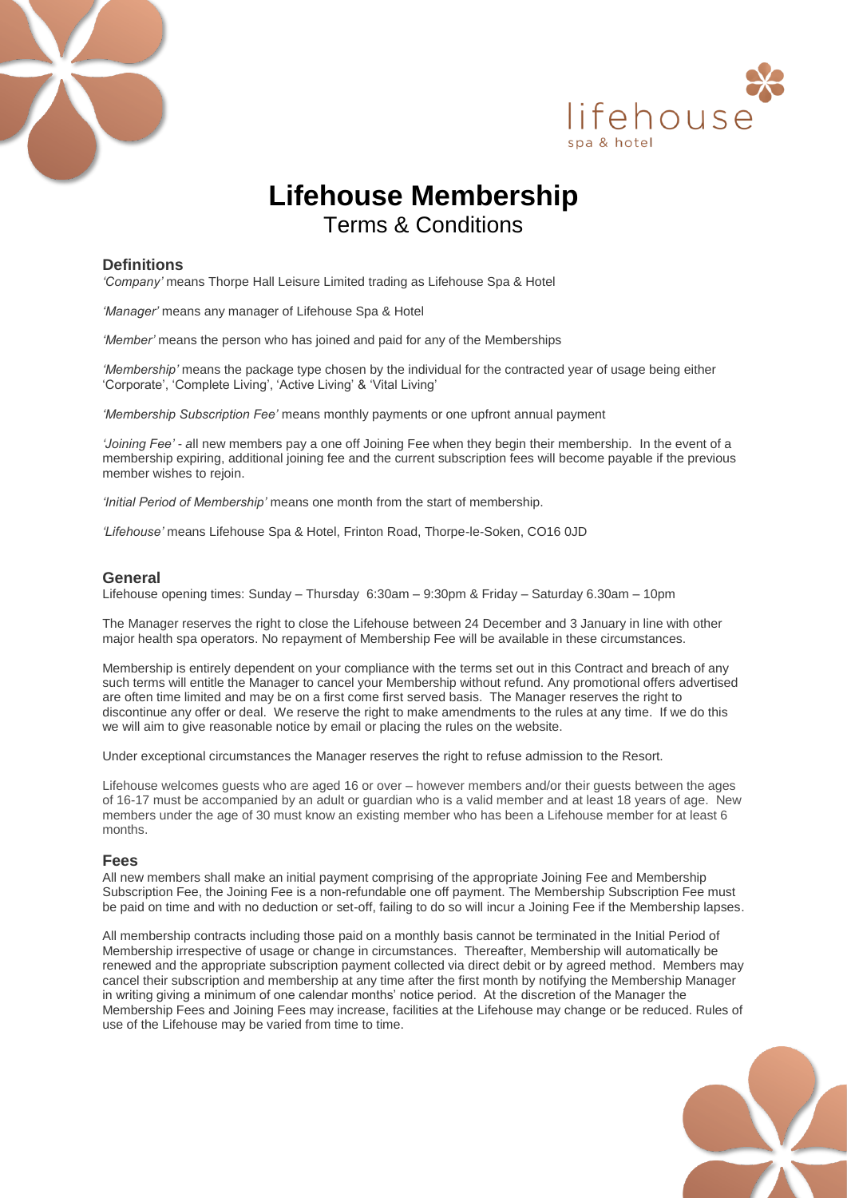# Lifehouse Membership

Terms & Conditions

## Definitions

*'Company'* means Thorpe Hall Leisure Limited trading as Lifehouse Spa & Hotel

*'Manager'* means any manager of Lifehouse Spa & Hotel

*'Member'* means the person who has joined and paid for any of the Memberships

*'Membership'* means the package type chosen by the individual for the contracted year of usage being either 'Corporate', 'Complete Living', 'Active Living' & 'Vital Living'

*'Membership Subscription Fee'* means monthly payments or one upfront annual payment

*'Joining Fee'* - all new members pay a one off Joining Fee when they begin their membership. In the event of a membership expiring, additional joining fee and the current subscription fees will become payable if the previous member wishes to rejoin.

*'Initial Period of Membership'* means one month from the start of membership.

*'Lifehouse'* means Lifehouse Spa & Hotel, Frinton Road, Thorpe-le-Soken, CO16 0JD

## General

Lifehouse opening times: Sunday – Thursday 6:30am – 9:30pm & Friday – Saturday 6.30am – 10pm

The Manager reserves the right to close the Lifehouse between 24 December and 3 January in line with other major health spa operators. No repayment of Membership Fee will be available in these circumstances.

Membership is entirely dependent on your compliance with the terms set out in this Contract and breach of any such terms will entitle the Manager to cancel your Membership without refund. Any promotional offers advertised are often time limited and may be on a first come first served basis. The Manager reserves the right to discontinue any offer or deal. We reserve the right to make amendments to the rules at any time. If we do this we will aim to give reasonable notice by email or placing the rules on the website.

Under exceptional circumstances the Manager reserves the right to refuse admission to the Resort.

Lifehouse welcomes guests who are aged 16 or over – however members and/or their guests between the ages of 16-17 must be accompanied by an adult or guardian who is a valid member and at least 18 years of age. New members under the age of 30 must know an existing member who has been a Lifehouse member for at least 6 months.

## Fees

All new members shall make an initial payment comprising of the appropriate Joining Fee and Membership Subscription Fee, the Joining Fee is a non-refundable one off payment. The Membership Subscription Fee must be paid on time and with no deduction or set-off, failing to do so will incur a Joining Fee if the Membership lapses.

All membership contracts including those paid on a monthly basis cannot be terminated in the Initial Period of Membership irrespective of usage or change in circumstances. Thereafter, Membership will automatically be renewed and the appropriate subscription payment collected via direct debit or by agreed method. Members may cancel their subscription and membership at any time after the first month by notifying the Membership Manager in writing giving a minimum of one calendar months' notice period. At the discretion of the Manager the Membership Fees and Joining Fees may increase, facilities at the Lifehouse may change or be reduced. Rules of use of the Lifehouse may be varied from time to time.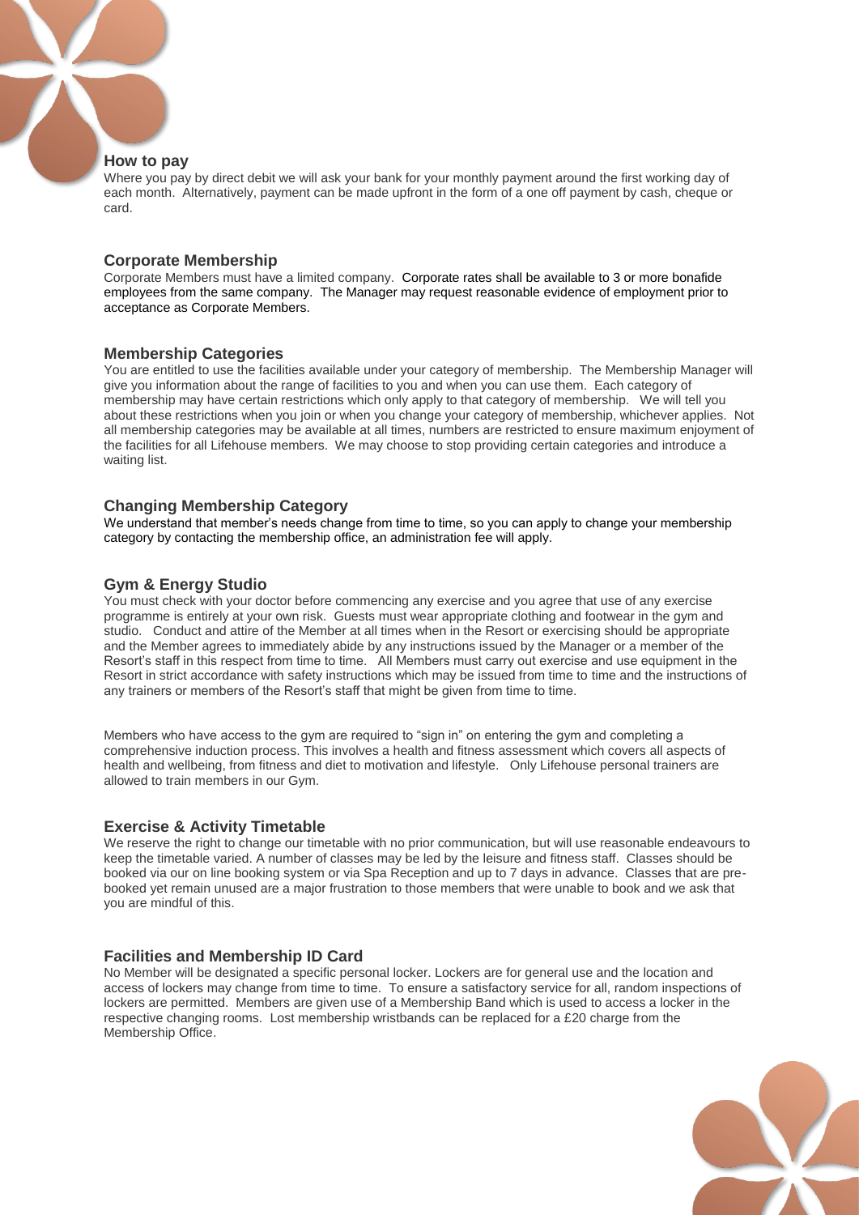## How to pay

Where you pay by direct debit we will ask your bank for your monthly payment around the first working day of each month. Alternatively, payment can be made upfront in the form of a one off payment by cash, cheque or card.

## Corporate Membership

Corporate Members must have a limited company. Corporate rates shall be available to 3 or more bonafide employees from the same company. The Manager may request reasonable evidence of employment prior to acceptance as Corporate Members.

## Membership Categories

You are entitled to use the facilities available under your category of membership. The Membership Manager will give you information about the range of facilities to you and when you can use them. Each category of membership may have certain restrictions which only apply to that category of membership. We will tell you about these restrictions when you join or when you change your category of membership, whichever applies. Not all membership categories may be available at all times, numbers are restricted to ensure maximum enjoyment of the facilities for all Lifehouse members. We may choose to stop providing certain categories and introduce a waiting list.

## Changing Membership Category

We understand that member's needs change from time to time, so you can apply to change your membership category by contacting the membership office, an administration fee will apply.

## Gym & Energy Studio

You must check with your doctor before commencing any exercise and you agree that use of any exercise programme is entirely at your own risk. Guests must wear appropriate clothing and footwear in the gym and studio. Conduct and attire of the Member at all times when in the Resort or exercising should be appropriate and the Member agrees to immediately abide by any instructions issued by the Manager or a member of the Resort's staff in this respect from time to time. All Members must carry out exercise and use equipment in the Resort in strict accordance with safety instructions which may be issued from time to time and the instructions of any trainers or members of the Resort's staff that might be given from time to time.

Members who have access to the gym are required to "sign in" on entering the gym and completing a comprehensive induction process. This involves a health and fitness assessment which covers all aspects of health and wellbeing, from fitness and diet to motivation and lifestyle. Only Lifehouse personal trainers are allowed to train members in our Gym.

## Exercise & Activity Timetable

We reserve the right to change our timetable with no prior communication, but will use reasonable endeavours to keep the timetable varied. A number of classes may be led by the leisure and fitness staff. Classes should be booked via our on line booking system or via Spa Reception and up to 7 days in advance. Classes that are pre-booked yet remain unused are a major frustration to those members that were unable to book and we ask that you are mindful of this.

## Facilities and Membership ID Card

No Member will be designated a specific personal locker. Lockers are for general use and the location and access of lockers may change from time to time. To ensure a satisfactory service for all, random inspections of lockers are permitted. Members are given use of a Membership Band which is used to access a locker in the respective changing rooms. Lost membership wristbands can be replaced for a £20 charge from the Membership Office.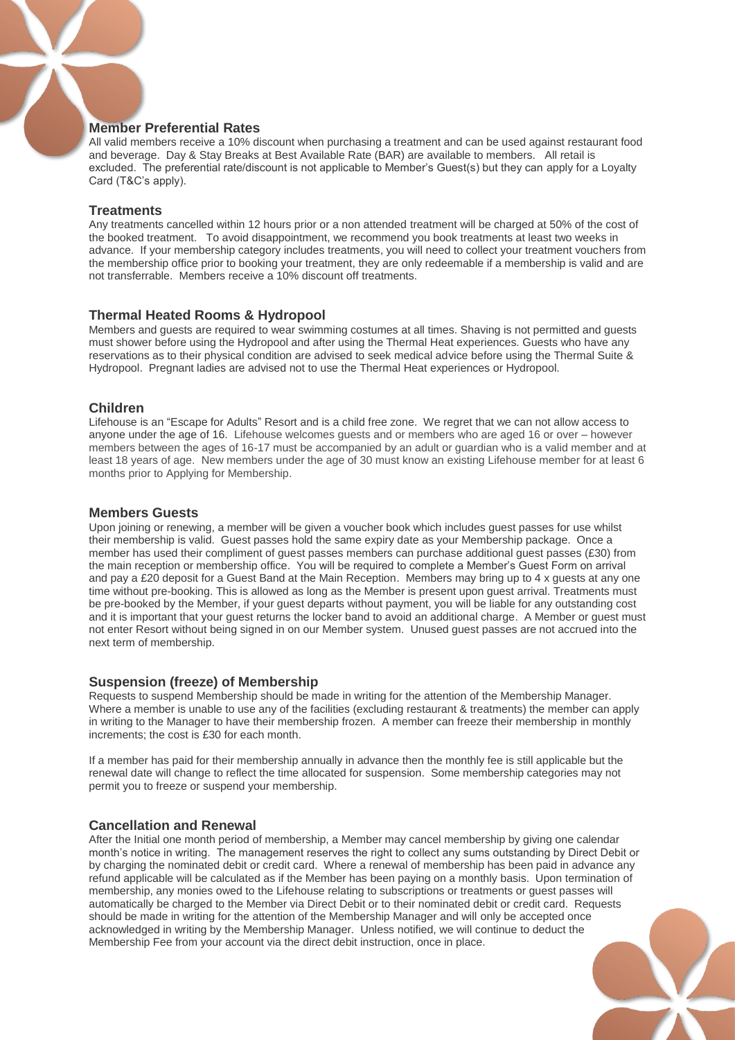## Member Preferential Rates

All valid members receive a 10% discount when purchasing a treatment and can be used against restaurant food and beverage. Day & Stay Breaks at Best Available Rate (BAR) are available to members. All retail is excluded. The preferential rate/discount is not applicable to Member's Guest(s) but they can apply for a Loyalty Card (T&C's apply).

## Treatments

Any treatments cancelled within 12 hours prior or a non attended treatment will be charged at 50% of the cost of the booked treatment. To avoid disappointment, we recommend you book treatments at least two weeks in advance. If your membership category includes treatments, you will need to collect your treatment vouchers from the membership office prior to booking your treatment, they are only redeemable if a membership is valid and are not transferrable. Members receive a 10% discount off treatments.

## Thermal Heated Rooms & Hydropool

Members and guests are required to wear swimming costumes at all times. Shaving is not permitted and guests must shower before using the Hydropool and after using the Thermal Heat experiences. Guests who have any reservations as to their physical condition are advised to seek medical advice before using the Thermal Suite & Hydropool. Pregnant ladies are advised not to use the Thermal Heat experiences or Hydropool.

## Children

Lifehouse is an "Escape for Adults" Resort and is a child free zone. We regret that we can not allow access to anyone under the age of 16. Lifehouse welcomes guests and or members who are aged 16 or over – however members between the ages of 16-17 must be accompanied by an adult or guardian who is a valid member and at least 18 years of age. New members under the age of 30 must know an existing Lifehouse member for at least 6 months prior to Applying for Membership.

## Members Guests

Upon joining or renewing, a member will be given a voucher book which includes guest passes for use whilst their membership is valid. Guest passes hold the same expiry date as your Membership package. Once a member has used their compliment of guest passes members can purchase additional guest passes (£30) from the main reception or membership office. You will be required to complete a Member's Guest Form on arrival and pay a £20 deposit for a Guest Band at the Main Reception. Members may bring up to 4 x guests at any one time without pre-booking. This is allowed as long as the Member is present upon guest arrival. Treatments must be pre-booked by the Member, if your guest departs without payment, you will be liable for any outstanding cost and it is important that your guest returns the locker band to avoid an additional charge. A Member or guest must not enter Resort without being signed in on our Member system. Unused guest passes are not accrued into the next term of membership.

## Suspension (freeze) of Membership

Requests to suspend Membership should be made in writing for the attention of the Membership Manager. Where a member is unable to use any of the facilities (excluding restaurant & treatments) the member can apply in writing to the Manager to have their membership frozen. A member can freeze their membership in monthly increments; the cost is £30 for each month.

If a member has paid for their membership annually in advance then the monthly fee is still applicable but the renewal date will change to reflect the time allocated for suspension. Some membership categories may not permit you to freeze or suspend your membership.

## Cancellation and Renewal

After the Initial one month period of membership, a Member may cancel membership by giving one calendar month's notice in writing. The management reserves the right to collect any sums outstanding by Direct Debit or by charging the nominated debit or credit card. Where a renewal of membership has been paid in advance any refund applicable will be calculated as if the Member has been paying on a monthly basis. Upon termination of membership, any monies owed to the Lifehouse relating to subscriptions or treatments or guest passes will automatically be charged to the Member via Direct Debit or to their nominated debit or credit card. Requests should be made in writing for the attention of the Membership Manager and will only be accepted once acknowledged in writing by the Membership Manager. Unless notified, we will continue to deduct the Membership Fee from your account via the direct debit instruction, once in place.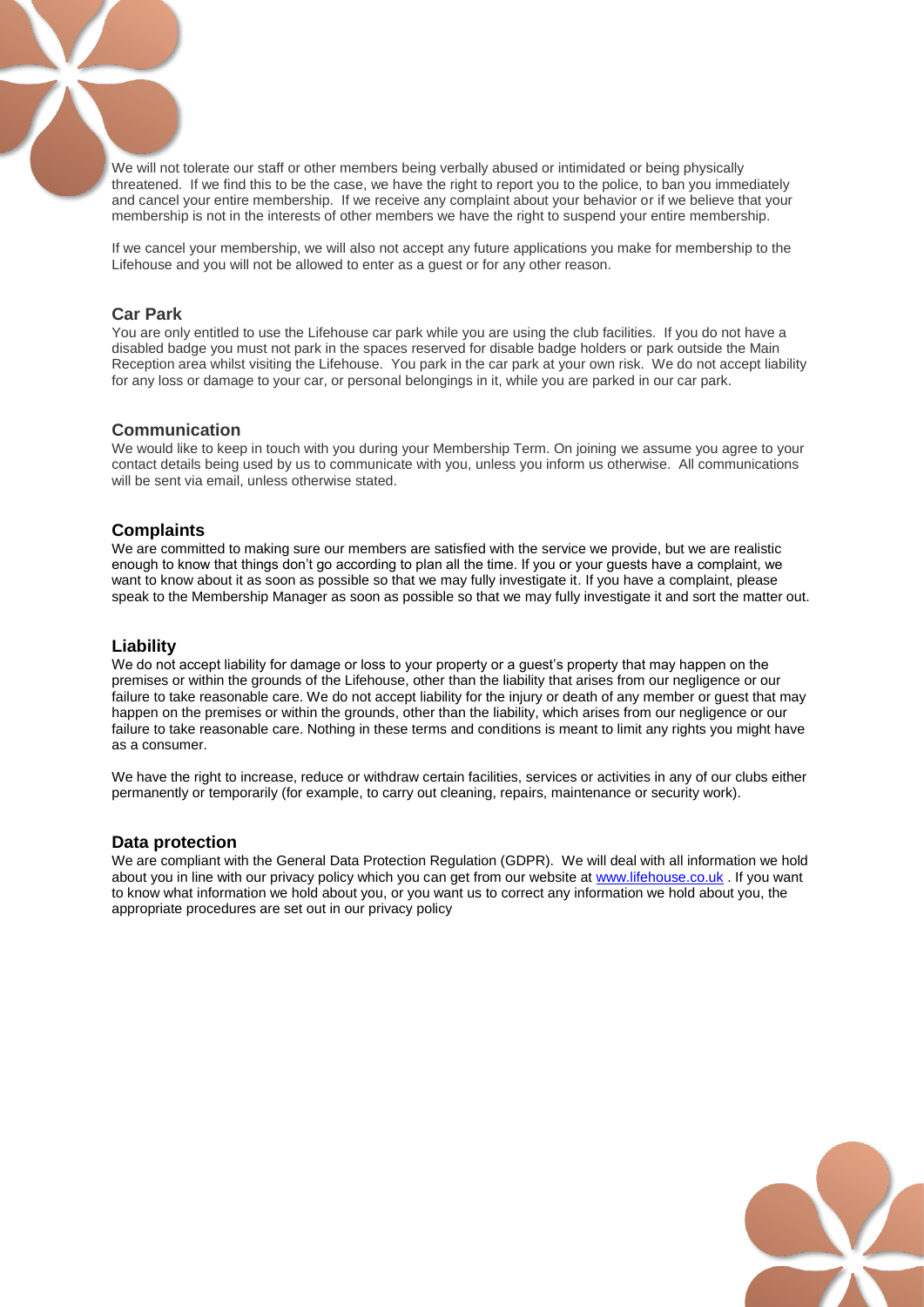We will not tolerate our staff or other members being verbally abused or intimidated or being physically threatened. If we find this to be the case, we have the right to report you to the police, to ban you immediately and cancel your entire membership. If we receive any complaint about your behavior or if we believe that your membership is not in the interests of other members we have the right to suspend your entire membership.

If we cancel your membership, we will also not accept any future applications you make for membership to the Lifehouse and you will not be allowed to enter as a guest or for any other reason.

## Car Park

You are only entitled to use the Lifehouse car park while you are using the club facilities. If you do not have a disabled badge you must not park in the spaces reserved for disable badge holders or park outside the Main Reception area whilst visiting the Lifehouse. You park in the car park at your own risk. We do not accept liability for any loss or damage to your car, or personal belongings in it, while you are parked in our car park.

## Communication

We would like to keep in touch with you during your Membership Term. On joining we assume you agree to your contact details being used by us to communicate with you, unless you inform us otherwise. All communications will be sent via email, unless otherwise stated.

## Complaints

We are committed to making sure our members are satisfied with the service we provide, but we are realistic enough to know that things don't go according to plan all the time. If you or your guests have a complaint, we want to know about it as soon as possible so that we may fully investigate it. If you have a complaint, please speak to the Membership Manager as soon as possible so that we may fully investigate it and sort the matter out.

## Liability

We do not accept liability for damage or loss to your property or a guest's property that may happen on the premises or within the grounds of the Lifehouse, other than the liability that arises from our negligence or our failure to take reasonable care. We do not accept liability for the injury or death of any member or guest that may happen on the premises or within the grounds, other than the liability, which arises from our negligence or our failure to take reasonable care. Nothing in these terms and conditions is meant to limit any rights you might have as a consumer.

We have the right to increase, reduce or withdraw certain facilities, services or activities in any of our clubs either permanently or temporarily (for example, to carry out cleaning, repairs, maintenance or security work).

## Data protection

We are compliant with the General Data Protection Regulation (GDPR). We will deal with all information we hold about you in line with our privacy policy which you can get from our website at [www.lifehouse.co.uk](http://www.lifehouse.co.uk) . If you want to know what information we hold about you, or you want us to correct any information we hold about you, the appropriate procedures are set out in our privacy policy